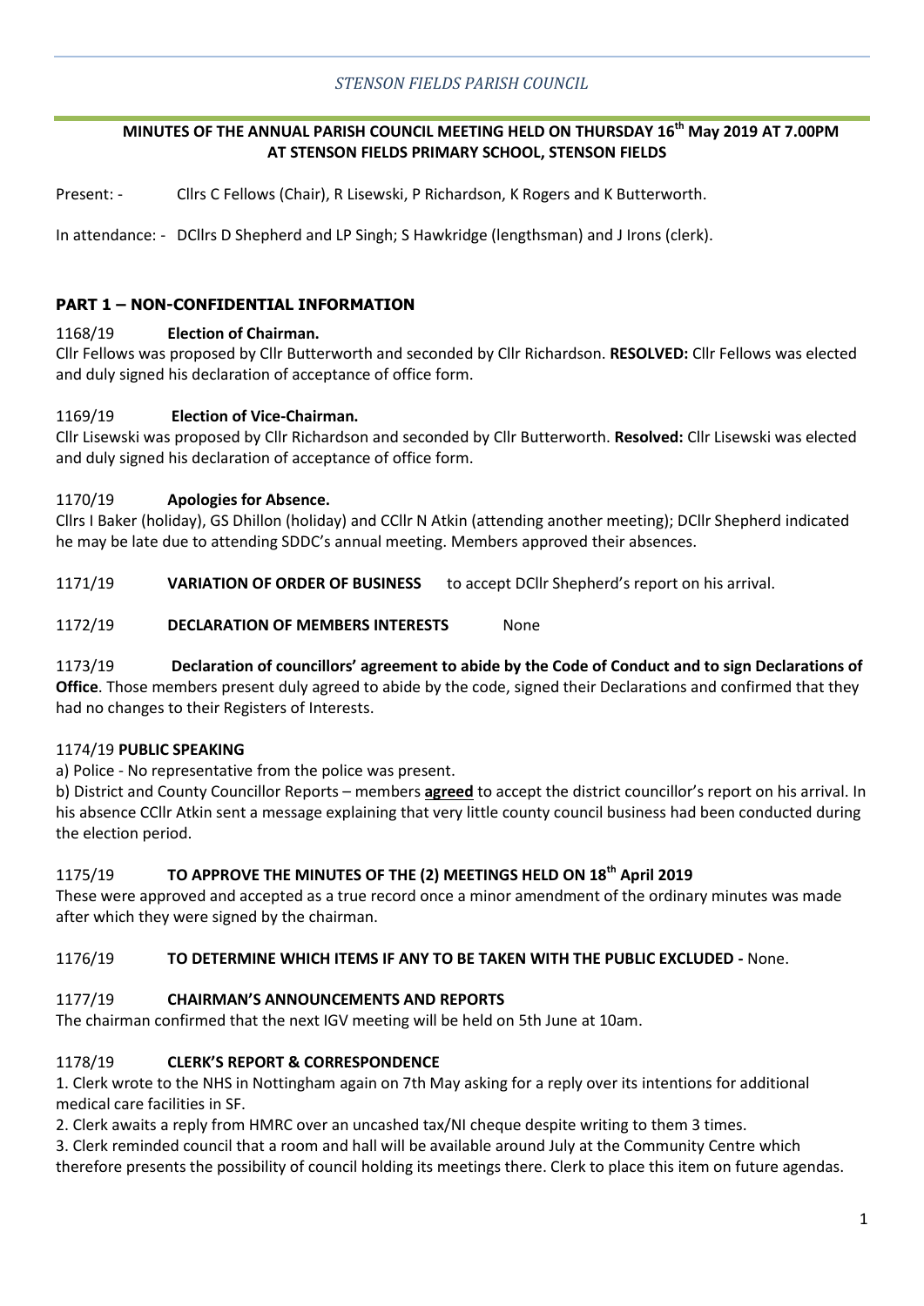*STENSON FIELDS PARISH COUNCIL*

**MINUTES OF THE ANNUAL PARISH COUNCIL MEETING HELD ON THURSDAY 16th May 2019 AT 7.00PM AT STENSON FIELDS PRIMARY SCHOOL, STENSON FIELDS**

Present: - Cllrs C Fellows (Chair), R Lisewski, P Richardson, K Rogers and K Butterworth.

In attendance: - DCllrs D Shepherd and LP Singh; S Hawkridge (lengthsman) and J Irons (clerk).

## PART 1 – NON-CONFIDENTIAL INFORMATION

1168/19 **Election of Chairman.**
Cllr Fellows was proposed by Cllr Butterworth and seconded by Cllr Richardson. **RESOLVED:** Cllr Fellows was elected and duly signed his declaration of acceptance of office form.

1169/19 **Election of Vice-Chairman.**
Cllr Lisewski was proposed by Cllr Richardson and seconded by Cllr Butterworth. **Resolved:** Cllr Lisewski was elected and duly signed his declaration of acceptance of office form.

1170/19 **Apologies for Absence.**
Cllrs I Baker (holiday), GS Dhillon (holiday) and CCllr N Atkin (attending another meeting); DCllr Shepherd indicated he may be late due to attending SDDC's annual meeting. Members approved their absences.

1171/19 **VARIATION OF ORDER OF BUSINESS** to accept DCllr Shepherd's report on his arrival.

1172/19 **DECLARATION OF MEMBERS INTERESTS** None

1173/19 **Declaration of councillors' agreement to abide by the Code of Conduct and to sign Declarations of Office**. Those members present duly agreed to abide by the code, signed their Declarations and confirmed that they had no changes to their Registers of Interests.

1174/19 **PUBLIC SPEAKING**

a) Police - No representative from the police was present.

b) District and County Councillor Reports – members **agreed** to accept the district councillor's report on his arrival. In his absence CCllr Atkin sent a message explaining that very little county council business had been conducted during the election period.

1175/19 **TO APPROVE THE MINUTES OF THE (2) MEETINGS HELD ON 18th April 2019**
These were approved and accepted as a true record once a minor amendment of the ordinary minutes was made after which they were signed by the chairman.

1176/19 **TO DETERMINE WHICH ITEMS IF ANY TO BE TAKEN WITH THE PUBLIC EXCLUDED -** None.

1177/19 **CHAIRMAN'S ANNOUNCEMENTS AND REPORTS**
The chairman confirmed that the next IGV meeting will be held on 5th June at 10am.

1178/19 **CLERK'S REPORT & CORRESPONDENCE**

1. Clerk wrote to the NHS in Nottingham again on 7th May asking for a reply over its intentions for additional medical care facilities in SF.
2. Clerk awaits a reply from HMRC over an uncashed tax/NI cheque despite writing to them 3 times.
3. Clerk reminded council that a room and hall will be available around July at the Community Centre which therefore presents the possibility of council holding its meetings there. Clerk to place this item on future agendas.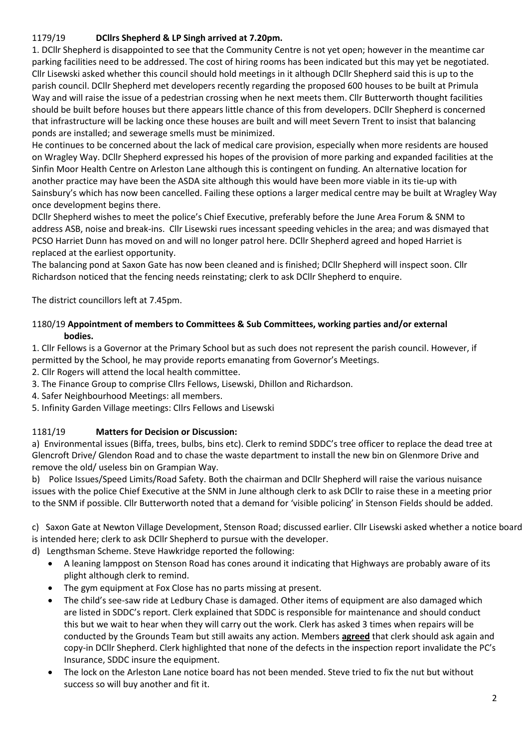1179/19 **DCllrs Shepherd & LP Singh arrived at 7.20pm.**

1. DCllr Shepherd is disappointed to see that the Community Centre is not yet open; however in the meantime car parking facilities need to be addressed. The cost of hiring rooms has been indicated but this may yet be negotiated. Cllr Lisewski asked whether this council should hold meetings in it although DCllr Shepherd said this is up to the parish council. DCllr Shepherd met developers recently regarding the proposed 600 houses to be built at Primula Way and will raise the issue of a pedestrian crossing when he next meets them. Cllr Butterworth thought facilities should be built before houses but there appears little chance of this from developers. DCllr Shepherd is concerned that infrastructure will be lacking once these houses are built and will meet Severn Trent to insist that balancing ponds are installed; and sewerage smells must be minimized.

He continues to be concerned about the lack of medical care provision, especially when more residents are housed on Wragley Way. DCllr Shepherd expressed his hopes of the provision of more parking and expanded facilities at the Sinfin Moor Health Centre on Arleston Lane although this is contingent on funding. An alternative location for another practice may have been the ASDA site although this would have been more viable in its tie-up with Sainsbury's which has now been cancelled. Failing these options a larger medical centre may be built at Wragley Way once development begins there.

DCllr Shepherd wishes to meet the police's Chief Executive, preferably before the June Area Forum & SNM to address ASB, noise and break-ins. Cllr Lisewski rues incessant speeding vehicles in the area; and was dismayed that PCSO Harriet Dunn has moved on and will no longer patrol here. DCllr Shepherd agreed and hoped Harriet is replaced at the earliest opportunity.

The balancing pond at Saxon Gate has now been cleaned and is finished; DCllr Shepherd will inspect soon. Cllr Richardson noticed that the fencing needs reinstating; clerk to ask DCllr Shepherd to enquire.

The district councillors left at 7.45pm.

1180/19 **Appointment of members to Committees & Sub Committees, working parties and/or external bodies.**

1. Cllr Fellows is a Governor at the Primary School but as such does not represent the parish council. However, if permitted by the School, he may provide reports emanating from Governor's Meetings.
2. Cllr Rogers will attend the local health committee.
3. The Finance Group to comprise Cllrs Fellows, Lisewski, Dhillon and Richardson.
4. Safer Neighbourhood Meetings: all members.
5. Infinity Garden Village meetings: Cllrs Fellows and Lisewski

1181/19 **Matters for Decision or Discussion:**

a) Environmental issues (Biffa, trees, bulbs, bins etc). Clerk to remind SDDC's tree officer to replace the dead tree at Glencroft Drive/ Glendon Road and to chase the waste department to install the new bin on Glenmore Drive and remove the old/ useless bin on Grampian Way.

b) Police Issues/Speed Limits/Road Safety. Both the chairman and DCllr Shepherd will raise the various nuisance issues with the police Chief Executive at the SNM in June although clerk to ask DCllr to raise these in a meeting prior to the SNM if possible. Cllr Butterworth noted that a demand for 'visible policing' in Stenson Fields should be added.

c) Saxon Gate at Newton Village Development, Stenson Road; discussed earlier. Cllr Lisewski asked whether a notice board is intended here; clerk to ask DCllr Shepherd to pursue with the developer.

d) Lengthsman Scheme. Steve Hawkridge reported the following:

- A leaning lamppost on Stenson Road has cones around it indicating that Highways are probably aware of its plight although clerk to remind.
- The gym equipment at Fox Close has no parts missing at present.
- The child's see-saw ride at Ledbury Chase is damaged. Other items of equipment are also damaged which are listed in SDDC's report. Clerk explained that SDDC is responsible for maintenance and should conduct this but we wait to hear when they will carry out the work. Clerk has asked 3 times when repairs will be conducted by the Grounds Team but still awaits any action. Members **agreed** that clerk should ask again and copy-in DCllr Shepherd. Clerk highlighted that none of the defects in the inspection report invalidate the PC's Insurance, SDDC insure the equipment.
- The lock on the Arleston Lane notice board has not been mended. Steve tried to fix the nut but without success so will buy another and fit it.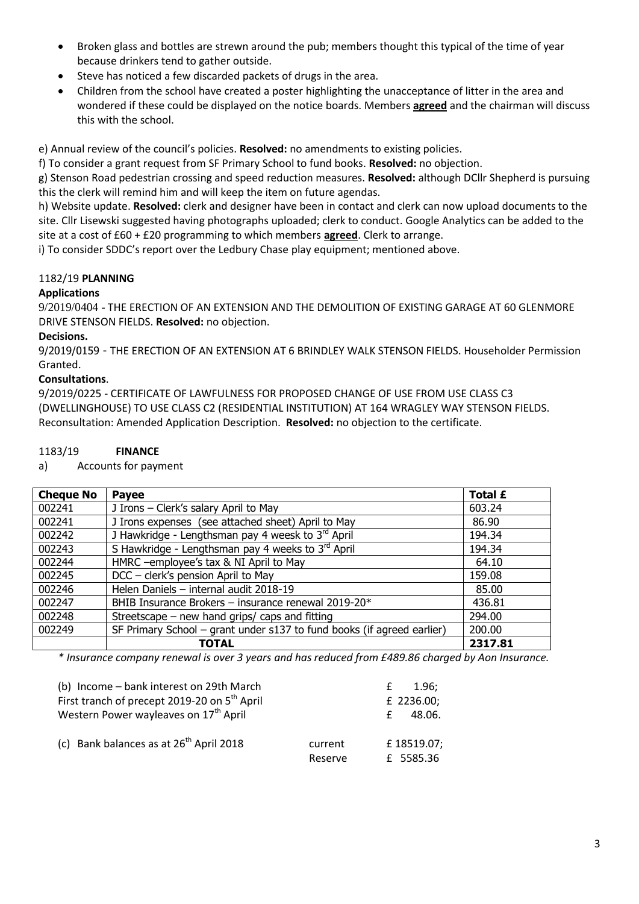- Broken glass and bottles are strewn around the pub; members thought this typical of the time of year because drinkers tend to gather outside.
- Steve has noticed a few discarded packets of drugs in the area.
- Children from the school have created a poster highlighting the unacceptance of litter in the area and wondered if these could be displayed on the notice boards. Members **agreed** and the chairman will discuss this with the school.

e) Annual review of the council's policies. **Resolved:** no amendments to existing policies.

f) To consider a grant request from SF Primary School to fund books. **Resolved:** no objection.

g) Stenson Road pedestrian crossing and speed reduction measures. **Resolved:** although DCllr Shepherd is pursuing this the clerk will remind him and will keep the item on future agendas.

h) Website update. **Resolved:** clerk and designer have been in contact and clerk can now upload documents to the site. Cllr Lisewski suggested having photographs uploaded; clerk to conduct. Google Analytics can be added to the site at a cost of £60 + £20 programming to which members **agreed**. Clerk to arrange.

i) To consider SDDC's report over the Ledbury Chase play equipment; mentioned above.

1182/19 **PLANNING**

**Applications**

9/2019/0404 - THE ERECTION OF AN EXTENSION AND THE DEMOLITION OF EXISTING GARAGE AT 60 GLENMORE DRIVE STENSON FIELDS. **Resolved:** no objection.

**Decisions.**

9/2019/0159 - THE ERECTION OF AN EXTENSION AT 6 BRINDLEY WALK STENSON FIELDS. Householder Permission Granted.

**Consultations**.

9/2019/0225 - CERTIFICATE OF LAWFULNESS FOR PROPOSED CHANGE OF USE FROM USE CLASS C3 (DWELLINGHOUSE) TO USE CLASS C2 (RESIDENTIAL INSTITUTION) AT 164 WRAGLEY WAY STENSON FIELDS. Reconsultation: Amended Application Description. **Resolved:** no objection to the certificate.

1183/19 **FINANCE**

a) Accounts for payment

| Cheque No | Payee | Total £ |
|---|---|---|
| 002241 | J Irons – Clerk's salary April to May | 603.24 |
| 002241 | J Irons expenses (see attached sheet) April to May | 86.90 |
| 002242 | J Hawkridge - Lengthsman pay 4 weesk to 3rd April | 194.34 |
| 002243 | S Hawkridge - Lengthsman pay 4 weeks to 3rd April | 194.34 |
| 002244 | HMRC –employee's tax & NI April to May | 64.10 |
| 002245 | DCC – clerk's pension April to May | 159.08 |
| 002246 | Helen Daniels – internal audit 2018-19 | 85.00 |
| 002247 | BHIB Insurance Brokers – insurance renewal 2019-20* | 436.81 |
| 002248 | Streetscape – new hand grips/ caps and fitting | 294.00 |
| 002249 | SF Primary School – grant under s137 to fund books (if agreed earlier) | 200.00 |
| | **TOTAL** | **2317.81** |

*\* Insurance company renewal is over 3 years and has reduced from £489.86 charged by Aon Insurance.*

(b) Income – bank interest on 29th March £ 1.96;
First tranch of precept 2019-20 on 5th April £ 2236.00;
Western Power wayleaves on 17th April £ 48.06.

(c) Bank balances as at 26th April 2018 current £ 18519.07;
Reserve £ 5585.36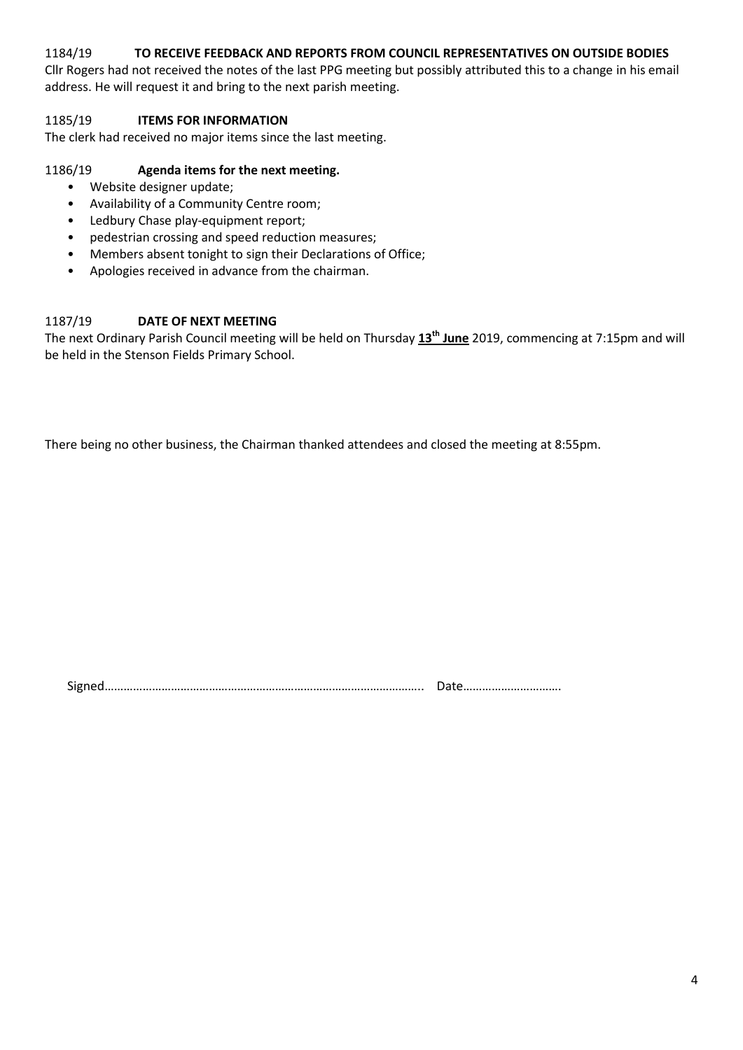1184/19 **TO RECEIVE FEEDBACK AND REPORTS FROM COUNCIL REPRESENTATIVES ON OUTSIDE BODIES**

Cllr Rogers had not received the notes of the last PPG meeting but possibly attributed this to a change in his email address. He will request it and bring to the next parish meeting.

1185/19 **ITEMS FOR INFORMATION**

The clerk had received no major items since the last meeting.

1186/19 **Agenda items for the next meeting.**

- Website designer update;
- Availability of a Community Centre room;
- Ledbury Chase play-equipment report;
- pedestrian crossing and speed reduction measures;
- Members absent tonight to sign their Declarations of Office;
- Apologies received in advance from the chairman.

1187/19 **DATE OF NEXT MEETING**

The next Ordinary Parish Council meeting will be held on Thursday **13th June** 2019, commencing at 7:15pm and will be held in the Stenson Fields Primary School.

There being no other business, the Chairman thanked attendees and closed the meeting at 8:55pm.

Signed………………………………………………………………………………….. Date………………………….